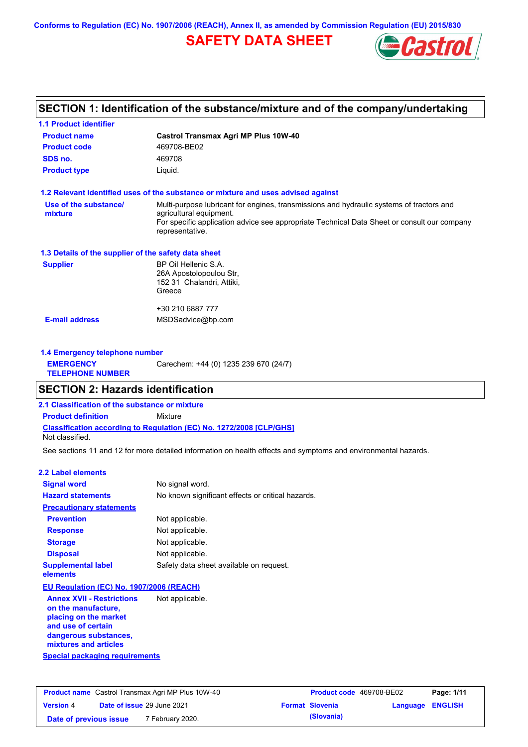Conforms to Regulation (EC) No. 1907/2006 (REACH), Annex II, as amended by Commission Regulation (EU) 2015/830

# SAFETY DATA SHEET

## SECTION 1: Identification of the substance/mixture and of the company/undertaking

### 1.1 Product identifier

| | |
|---|---|
| **Product name** | **Castrol Transmax Agri MP Plus 10W-40** |
| **Product code** | 469708-BE02 |
| **SDS no.** | 469708 |
| **Product type** | Liquid. |

### 1.2 Relevant identified uses of the substance or mixture and uses advised against

**Use of the substance/ mixture**: Multi-purpose lubricant for engines, transmissions and hydraulic systems of tractors and agricultural equipment.
For specific application advice see appropriate Technical Data Sheet or consult our company representative.

### 1.3 Details of the supplier of the safety data sheet

**Supplier**: BP Oil Hellenic S.A.
26A Apostolopoulou Str,
152 31 Chalandri, Attiki,
Greece

+30 210 6887 777

**E-mail address**: MSDSadvice@bp.com

### 1.4 Emergency telephone number

**EMERGENCY TELEPHONE NUMBER**: Carechem: +44 (0) 1235 239 670 (24/7)

## SECTION 2: Hazards identification

### 2.1 Classification of the substance or mixture

**Product definition**: Mixture

**Classification according to Regulation (EC) No. 1272/2008 [CLP/GHS]**

Not classified.

See sections 11 and 12 for more detailed information on health effects and symptoms and environmental hazards.

### 2.2 Label elements

| | |
|---|---|
| **Signal word** | No signal word. |
| **Hazard statements** | No known significant effects or critical hazards. |

**Precautionary statements**

| | |
|---|---|
| **Prevention** | Not applicable. |
| **Response** | Not applicable. |
| **Storage** | Not applicable. |
| **Disposal** | Not applicable. |
| **Supplemental label elements** | Safety data sheet available on request. |

**EU Regulation (EC) No. 1907/2006 (REACH)**

**Annex XVII - Restrictions on the manufacture, placing on the market and use of certain dangerous substances, mixtures and articles**: Not applicable.

**Special packaging requirements**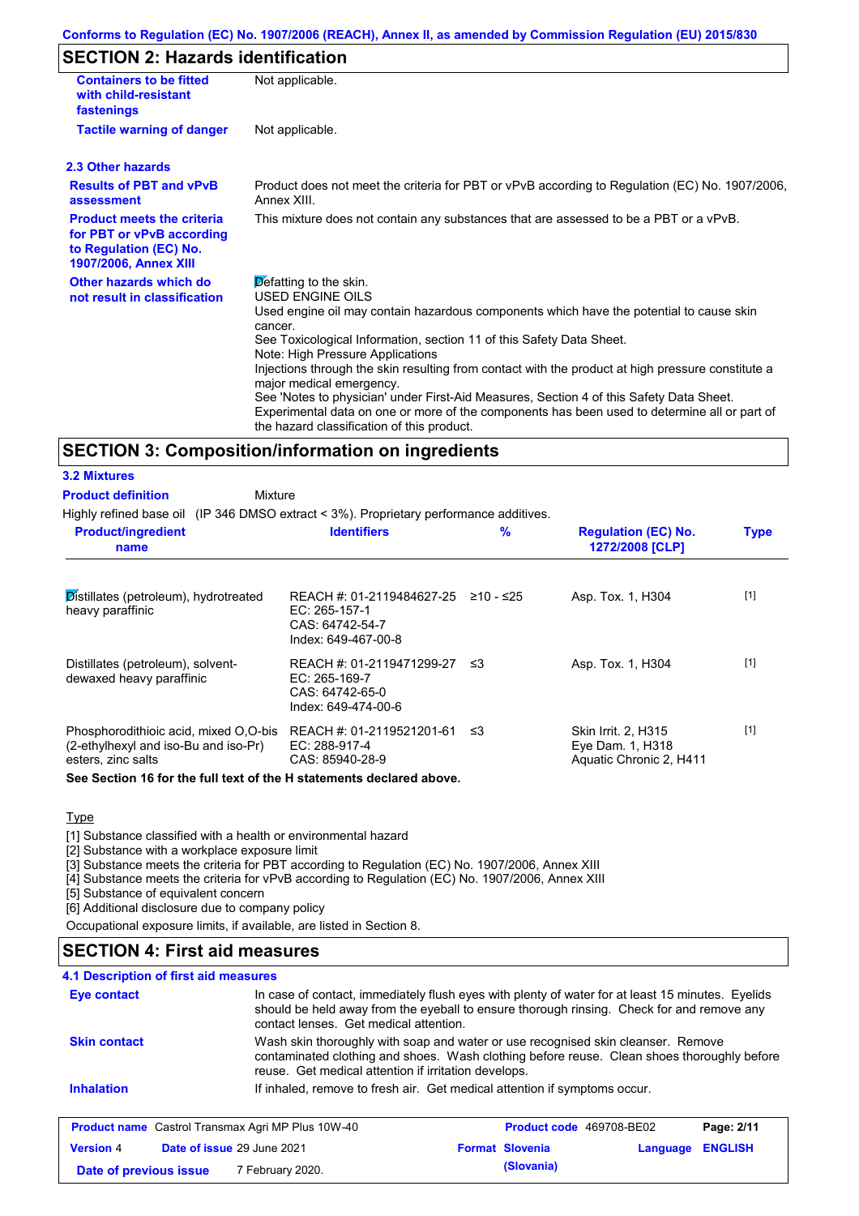## SECTION 2: Hazards identification

| | |
|---|---|
| **Containers to be fitted with child-resistant fastenings** | Not applicable. |
| **Tactile warning of danger** | Not applicable. |

### 2.3 Other hazards

| | |
|---|---|
| **Results of PBT and vPvB assessment** | Product does not meet the criteria for PBT or vPvB according to Regulation (EC) No. 1907/2006, Annex XIII. |
| **Product meets the criteria for PBT or vPvB according to Regulation (EC) No. 1907/2006, Annex XIII** | This mixture does not contain any substances that are assessed to be a PBT or a vPvB. |
| **Other hazards which do not result in classification** | Defatting to the skin. USED ENGINE OILS Used engine oil may contain hazardous components which have the potential to cause skin cancer. See Toxicological Information, section 11 of this Safety Data Sheet. Note: High Pressure Applications Injections through the skin resulting from contact with the product at high pressure constitute a major medical emergency. See 'Notes to physician' under First-Aid Measures, Section 4 of this Safety Data Sheet. Experimental data on one or more of the components has been used to determine all or part of the hazard classification of this product. |

## SECTION 3: Composition/information on ingredients

### 3.2 Mixtures

**Product definition** Mixture

Highly refined base oil (IP 346 DMSO extract < 3%). Proprietary performance additives.

| Product/ingredient name | Identifiers | % | Regulation (EC) No. 1272/2008 [CLP] | Type |
|---|---|---|---|---|
| Distillates (petroleum), hydrotreated heavy paraffinic | REACH #: 01-2119484627-25<br>EC: 265-157-1<br>CAS: 64742-54-7<br>Index: 649-467-00-8 | ≥10 - ≤25 | Asp. Tox. 1, H304 | [1] |
| Distillates (petroleum), solvent-dewaxed heavy paraffinic | REACH #: 01-2119471299-27<br>EC: 265-169-7<br>CAS: 64742-65-0<br>Index: 649-474-00-6 | ≤3 | Asp. Tox. 1, H304 | [1] |
| Phosphorodithioic acid, mixed O,O-bis (2-ethylhexyl and iso-Bu and iso-Pr) esters, zinc salts | REACH #: 01-2119521201-61<br>EC: 288-917-4<br>CAS: 85940-28-9 | ≤3 | Skin Irrit. 2, H315<br>Eye Dam. 1, H318<br>Aquatic Chronic 2, H411 | [1] |

**See Section 16 for the full text of the H statements declared above.**

Type

[1] Substance classified with a health or environmental hazard
[2] Substance with a workplace exposure limit
[3] Substance meets the criteria for PBT according to Regulation (EC) No. 1907/2006, Annex XIII
[4] Substance meets the criteria for vPvB according to Regulation (EC) No. 1907/2006, Annex XIII
[5] Substance of equivalent concern
[6] Additional disclosure due to company policy

Occupational exposure limits, if available, are listed in Section 8.

## SECTION 4: First aid measures

### 4.1 Description of first aid measures

| | |
|---|---|
| **Eye contact** | In case of contact, immediately flush eyes with plenty of water for at least 15 minutes. Eyelids should be held away from the eyeball to ensure thorough rinsing. Check for and remove any contact lenses. Get medical attention. |
| **Skin contact** | Wash skin thoroughly with soap and water or use recognised skin cleanser. Remove contaminated clothing and shoes. Wash clothing before reuse. Clean shoes thoroughly before reuse. Get medical attention if irritation develops. |
| **Inhalation** | If inhaled, remove to fresh air. Get medical attention if symptoms occur. |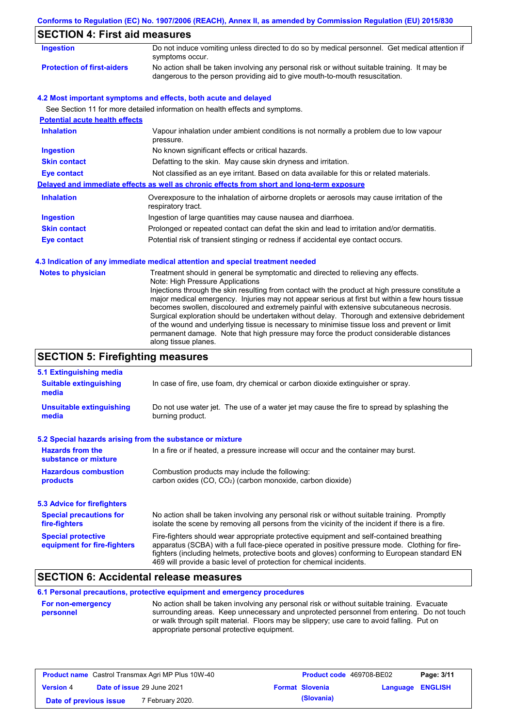## SECTION 4: First aid measures

| | |
|---|---|
| **Ingestion** | Do not induce vomiting unless directed to do so by medical personnel. Get medical attention if symptoms occur. |
| **Protection of first-aiders** | No action shall be taken involving any personal risk or without suitable training. It may be dangerous to the person providing aid to give mouth-to-mouth resuscitation. |

### 4.2 Most important symptoms and effects, both acute and delayed

See Section 11 for more detailed information on health effects and symptoms.

**Potential acute health effects**

| | |
|---|---|
| **Inhalation** | Vapour inhalation under ambient conditions is not normally a problem due to low vapour pressure. |
| **Ingestion** | No known significant effects or critical hazards. |
| **Skin contact** | Defatting to the skin. May cause skin dryness and irritation. |
| **Eye contact** | Not classified as an eye irritant. Based on data available for this or related materials. |

**Delayed and immediate effects as well as chronic effects from short and long-term exposure**

| | |
|---|---|
| **Inhalation** | Overexposure to the inhalation of airborne droplets or aerosols may cause irritation of the respiratory tract. |
| **Ingestion** | Ingestion of large quantities may cause nausea and diarrhoea. |
| **Skin contact** | Prolonged or repeated contact can defat the skin and lead to irritation and/or dermatitis. |
| **Eye contact** | Potential risk of transient stinging or redness if accidental eye contact occurs. |

### 4.3 Indication of any immediate medical attention and special treatment needed

**Notes to physician**

Treatment should in general be symptomatic and directed to relieving any effects.
Note: High Pressure Applications
Injections through the skin resulting from contact with the product at high pressure constitute a major medical emergency. Injuries may not appear serious at first but within a few hours tissue becomes swollen, discoloured and extremely painful with extensive subcutaneous necrosis. Surgical exploration should be undertaken without delay. Thorough and extensive debridement of the wound and underlying tissue is necessary to minimise tissue loss and prevent or limit permanent damage. Note that high pressure may force the product considerable distances along tissue planes.

## SECTION 5: Firefighting measures

### 5.1 Extinguishing media

| | |
|---|---|
| **Suitable extinguishing media** | In case of fire, use foam, dry chemical or carbon dioxide extinguisher or spray. |
| **Unsuitable extinguishing media** | Do not use water jet. The use of a water jet may cause the fire to spread by splashing the burning product. |

### 5.2 Special hazards arising from the substance or mixture

| | |
|---|---|
| **Hazards from the substance or mixture** | In a fire or if heated, a pressure increase will occur and the container may burst. |
| **Hazardous combustion products** | Combustion products may include the following: carbon oxides (CO, $CO_2$) (carbon monoxide, carbon dioxide) |

### 5.3 Advice for firefighters

| | |
|---|---|
| **Special precautions for fire-fighters** | No action shall be taken involving any personal risk or without suitable training. Promptly isolate the scene by removing all persons from the vicinity of the incident if there is a fire. |
| **Special protective equipment for fire-fighters** | Fire-fighters should wear appropriate protective equipment and self-contained breathing apparatus (SCBA) with a full face-piece operated in positive pressure mode. Clothing for fire-fighters (including helmets, protective boots and gloves) conforming to European standard EN 469 will provide a basic level of protection for chemical incidents. |

## SECTION 6: Accidental release measures

### 6.1 Personal precautions, protective equipment and emergency procedures

| | |
|---|---|
| **For non-emergency personnel** | No action shall be taken involving any personal risk or without suitable training. Evacuate surrounding areas. Keep unnecessary and unprotected personnel from entering. Do not touch or walk through spilt material. Floors may be slippery; use care to avoid falling. Put on appropriate personal protective equipment. |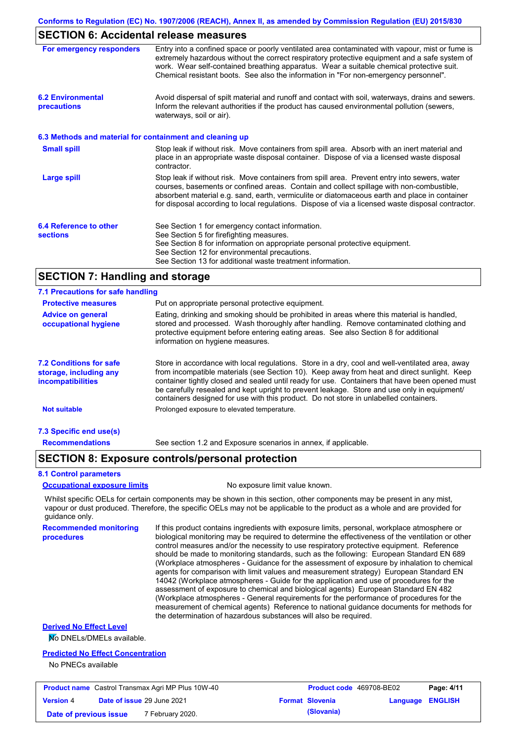## SECTION 6: Accidental release measures

| | |
|---|---|
| **For emergency responders** | Entry into a confined space or poorly ventilated area contaminated with vapour, mist or fume is extremely hazardous without the correct respiratory protective equipment and a safe system of work. Wear self-contained breathing apparatus. Wear a suitable chemical protective suit. Chemical resistant boots. See also the information in "For non-emergency personnel". |
| **6.2 Environmental precautions** | Avoid dispersal of spilt material and runoff and contact with soil, waterways, drains and sewers. Inform the relevant authorities if the product has caused environmental pollution (sewers, waterways, soil or air). |

### 6.3 Methods and material for containment and cleaning up

| | |
|---|---|
| **Small spill** | Stop leak if without risk. Move containers from spill area. Absorb with an inert material and place in an appropriate waste disposal container. Dispose of via a licensed waste disposal contractor. |
| **Large spill** | Stop leak if without risk. Move containers from spill area. Prevent entry into sewers, water courses, basements or confined areas. Contain and collect spillage with non-combustible, absorbent material e.g. sand, earth, vermiculite or diatomaceous earth and place in container for disposal according to local regulations. Dispose of via a licensed waste disposal contractor. |
| **6.4 Reference to other sections** | See Section 1 for emergency contact information.<br>See Section 5 for firefighting measures.<br>See Section 8 for information on appropriate personal protective equipment.<br>See Section 12 for environmental precautions.<br>See Section 13 for additional waste treatment information. |

## SECTION 7: Handling and storage

### 7.1 Precautions for safe handling

| | |
|---|---|
| **Protective measures** | Put on appropriate personal protective equipment. |
| **Advice on general occupational hygiene** | Eating, drinking and smoking should be prohibited in areas where this material is handled, stored and processed. Wash thoroughly after handling. Remove contaminated clothing and protective equipment before entering eating areas. See also Section 8 for additional information on hygiene measures. |
| **7.2 Conditions for safe storage, including any incompatibilities** | Store in accordance with local regulations. Store in a dry, cool and well-ventilated area, away from incompatible materials (see Section 10). Keep away from heat and direct sunlight. Keep container tightly closed and sealed until ready for use. Containers that have been opened must be carefully resealed and kept upright to prevent leakage. Store and use only in equipment/ containers designed for use with this product. Do not store in unlabelled containers. |
| **Not suitable** | Prolonged exposure to elevated temperature. |

### 7.3 Specific end use(s)

| | |
|---|---|
| **Recommendations** | See section 1.2 and Exposure scenarios in annex, if applicable. |

## SECTION 8: Exposure controls/personal protection

### 8.1 Control parameters

**Occupational exposure limits** No exposure limit value known.

Whilst specific OELs for certain components may be shown in this section, other components may be present in any mist, vapour or dust produced. Therefore, the specific OELs may not be applicable to the product as a whole and are provided for guidance only.

| | |
|---|---|
| **Recommended monitoring procedures** | If this product contains ingredients with exposure limits, personal, workplace atmosphere or biological monitoring may be required to determine the effectiveness of the ventilation or other control measures and/or the necessity to use respiratory protective equipment. Reference should be made to monitoring standards, such as the following: European Standard EN 689 (Workplace atmospheres - Guidance for the assessment of exposure by inhalation to chemical agents for comparison with limit values and measurement strategy) European Standard EN 14042 (Workplace atmospheres - Guide for the application and use of procedures for the assessment of exposure to chemical and biological agents) European Standard EN 482 (Workplace atmospheres - General requirements for the performance of procedures for the measurement of chemical agents) Reference to national guidance documents for methods for the determination of hazardous substances will also be required. |

**Derived No Effect Level**

No DNELs/DMELs available.

**Predicted No Effect Concentration**

No PNECs available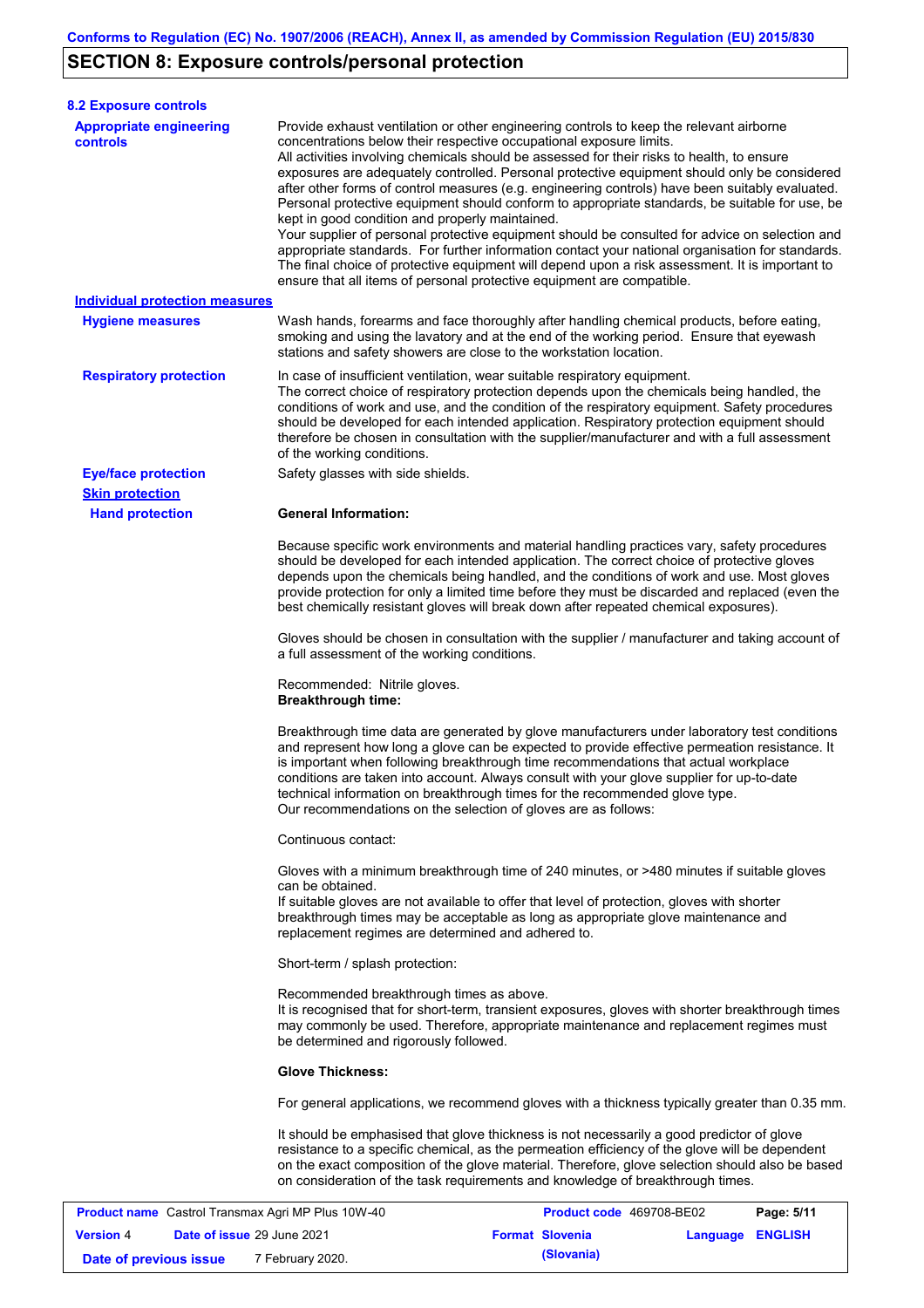# SECTION 8: Exposure controls/personal protection

### 8.2 Exposure controls

**Appropriate engineering controls**

Provide exhaust ventilation or other engineering controls to keep the relevant airborne concentrations below their respective occupational exposure limits.
All activities involving chemicals should be assessed for their risks to health, to ensure exposures are adequately controlled. Personal protective equipment should only be considered after other forms of control measures (e.g. engineering controls) have been suitably evaluated. Personal protective equipment should conform to appropriate standards, be suitable for use, be kept in good condition and properly maintained.
Your supplier of personal protective equipment should be consulted for advice on selection and appropriate standards. For further information contact your national organisation for standards. The final choice of protective equipment will depend upon a risk assessment. It is important to ensure that all items of personal protective equipment are compatible.

**Individual protection measures**

**Hygiene measures**

Wash hands, forearms and face thoroughly after handling chemical products, before eating, smoking and using the lavatory and at the end of the working period. Ensure that eyewash stations and safety showers are close to the workstation location.

**Respiratory protection**

In case of insufficient ventilation, wear suitable respiratory equipment.
The correct choice of respiratory protection depends upon the chemicals being handled, the conditions of work and use, and the condition of the respiratory equipment. Safety procedures should be developed for each intended application. Respiratory protection equipment should therefore be chosen in consultation with the supplier/manufacturer and with a full assessment of the working conditions.

**Eye/face protection**

Safety glasses with side shields.

**Skin protection**

**Hand protection**

**General Information:**

Because specific work environments and material handling practices vary, safety procedures should be developed for each intended application. The correct choice of protective gloves depends upon the chemicals being handled, and the conditions of work and use. Most gloves provide protection for only a limited time before they must be discarded and replaced (even the best chemically resistant gloves will break down after repeated chemical exposures).

Gloves should be chosen in consultation with the supplier / manufacturer and taking account of a full assessment of the working conditions.

Recommended: Nitrile gloves.
**Breakthrough time:**

Breakthrough time data are generated by glove manufacturers under laboratory test conditions and represent how long a glove can be expected to provide effective permeation resistance. It is important when following breakthrough time recommendations that actual workplace conditions are taken into account. Always consult with your glove supplier for up-to-date technical information on breakthrough times for the recommended glove type.
Our recommendations on the selection of gloves are as follows:

Continuous contact:

Gloves with a minimum breakthrough time of 240 minutes, or >480 minutes if suitable gloves can be obtained.
If suitable gloves are not available to offer that level of protection, gloves with shorter breakthrough times may be acceptable as long as appropriate glove maintenance and replacement regimes are determined and adhered to.

Short-term / splash protection:

Recommended breakthrough times as above.
It is recognised that for short-term, transient exposures, gloves with shorter breakthrough times may commonly be used. Therefore, appropriate maintenance and replacement regimes must be determined and rigorously followed.

**Glove Thickness:**

For general applications, we recommend gloves with a thickness typically greater than 0.35 mm.

It should be emphasised that glove thickness is not necessarily a good predictor of glove resistance to a specific chemical, as the permeation efficiency of the glove will be dependent on the exact composition of the glove material. Therefore, glove selection should also be based on consideration of the task requirements and knowledge of breakthrough times.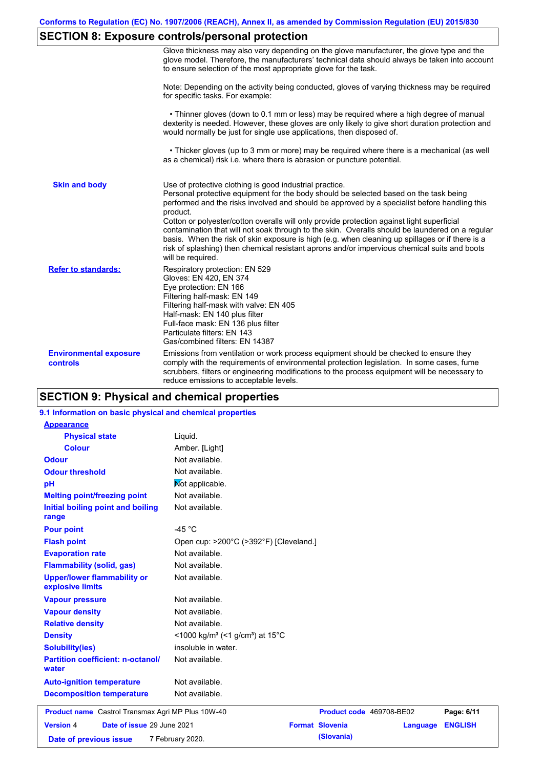## SECTION 8: Exposure controls/personal protection

Glove thickness may also vary depending on the glove manufacturer, the glove type and the glove model. Therefore, the manufacturers' technical data should always be taken into account to ensure selection of the most appropriate glove for the task.

Note: Depending on the activity being conducted, gloves of varying thickness may be required for specific tasks. For example:

• Thinner gloves (down to 0.1 mm or less) may be required where a high degree of manual dexterity is needed. However, these gloves are only likely to give short duration protection and would normally be just for single use applications, then disposed of.

• Thicker gloves (up to 3 mm or more) may be required where there is a mechanical (as well as a chemical) risk i.e. where there is abrasion or puncture potential.

**Skin and body**

Use of protective clothing is good industrial practice.
Personal protective equipment for the body should be selected based on the task being performed and the risks involved and should be approved by a specialist before handling this product.
Cotton or polyester/cotton overalls will only provide protection against light superficial contamination that will not soak through to the skin. Overalls should be laundered on a regular basis. When the risk of skin exposure is high (e.g. when cleaning up spillages or if there is a risk of splashing) then chemical resistant aprons and/or impervious chemical suits and boots will be required.

**Refer to standards:**

Respiratory protection: EN 529
Gloves: EN 420, EN 374
Eye protection: EN 166
Filtering half-mask: EN 149
Filtering half-mask with valve: EN 405
Half-mask: EN 140 plus filter
Full-face mask: EN 136 plus filter
Particulate filters: EN 143
Gas/combined filters: EN 14387

**Environmental exposure controls**

Emissions from ventilation or work process equipment should be checked to ensure they comply with the requirements of environmental protection legislation. In some cases, fume scrubbers, filters or engineering modifications to the process equipment will be necessary to reduce emissions to acceptable levels.

## SECTION 9: Physical and chemical properties

### 9.1 Information on basic physical and chemical properties

| Property | Value |
|---|---|
| **Appearance** | |
| Physical state | Liquid. |
| Colour | Amber. [Light] |
| Odour | Not available. |
| Odour threshold | Not available. |
| pH | Not applicable. |
| Melting point/freezing point | Not available. |
| Initial boiling point and boiling range | Not available. |
| Pour point | -45 °C |
| Flash point | Open cup: >200°C (>392°F) [Cleveland.] |
| Evaporation rate | Not available. |
| Flammability (solid, gas) | Not available. |
| Upper/lower flammability or explosive limits | Not available. |
| Vapour pressure | Not available. |
| Vapour density | Not available. |
| Relative density | Not available. |
| Density | <1000 kg/m³ (<1 g/cm³) at 15°C |
| Solubility(ies) | insoluble in water. |
| Partition coefficient: n-octanol/water | Not available. |
| Auto-ignition temperature | Not available. |
| Decomposition temperature | Not available. |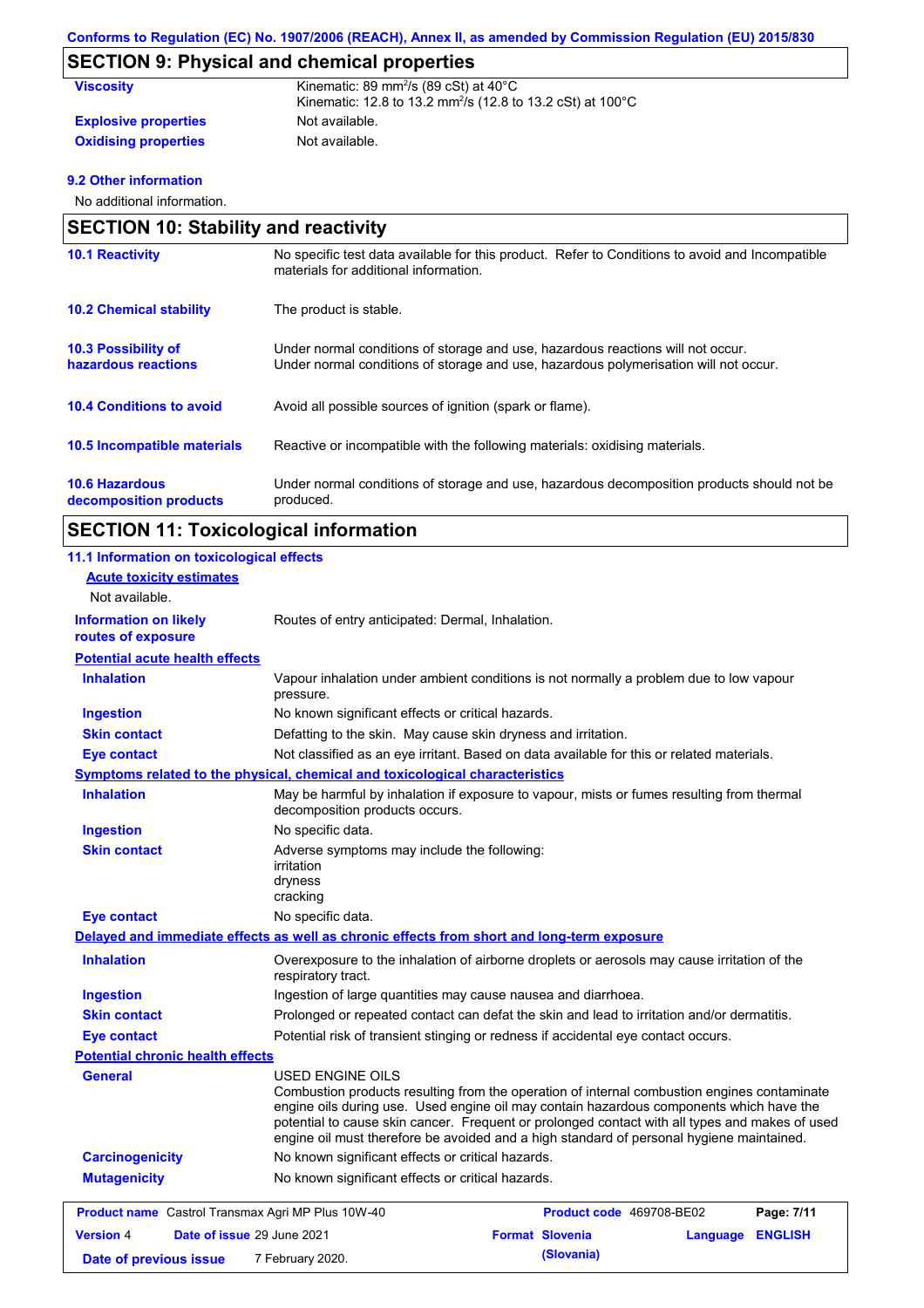## SECTION 9: Physical and chemical properties

| | |
|---|---|
| **Viscosity** | Kinematic: 89 $mm^2/s$ (89 cSt) at 40°C<br>Kinematic: 12.8 to 13.2 $mm^2/s$ (12.8 to 13.2 cSt) at 100°C |
| **Explosive properties** | Not available. |
| **Oxidising properties** | Not available. |

### 9.2 Other information

No additional information.

## SECTION 10: Stability and reactivity

| | |
|---|---|
| **10.1 Reactivity** | No specific test data available for this product. Refer to Conditions to avoid and Incompatible materials for additional information. |
| **10.2 Chemical stability** | The product is stable. |
| **10.3 Possibility of hazardous reactions** | Under normal conditions of storage and use, hazardous reactions will not occur.<br>Under normal conditions of storage and use, hazardous polymerisation will not occur. |
| **10.4 Conditions to avoid** | Avoid all possible sources of ignition (spark or flame). |
| **10.5 Incompatible materials** | Reactive or incompatible with the following materials: oxidising materials. |
| **10.6 Hazardous decomposition products** | Under normal conditions of storage and use, hazardous decomposition products should not be produced. |

## SECTION 11: Toxicological information

### 11.1 Information on toxicological effects

**Acute toxicity estimates**

Not available.

| | |
|---|---|
| **Information on likely routes of exposure** | Routes of entry anticipated: Dermal, Inhalation. |

**Potential acute health effects**

| | |
|---|---|
| **Inhalation** | Vapour inhalation under ambient conditions is not normally a problem due to low vapour pressure. |
| **Ingestion** | No known significant effects or critical hazards. |
| **Skin contact** | Defatting to the skin. May cause skin dryness and irritation. |
| **Eye contact** | Not classified as an eye irritant. Based on data available for this or related materials. |

**Symptoms related to the physical, chemical and toxicological characteristics**

| | |
|---|---|
| **Inhalation** | May be harmful by inhalation if exposure to vapour, mists or fumes resulting from thermal decomposition products occurs. |
| **Ingestion** | No specific data. |
| **Skin contact** | Adverse symptoms may include the following:<br>irritation<br>dryness<br>cracking |
| **Eye contact** | No specific data. |

**Delayed and immediate effects as well as chronic effects from short and long-term exposure**

| | |
|---|---|
| **Inhalation** | Overexposure to the inhalation of airborne droplets or aerosols may cause irritation of the respiratory tract. |
| **Ingestion** | Ingestion of large quantities may cause nausea and diarrhoea. |
| **Skin contact** | Prolonged or repeated contact can defat the skin and lead to irritation and/or dermatitis. |
| **Eye contact** | Potential risk of transient stinging or redness if accidental eye contact occurs. |

**Potential chronic health effects**

| | |
|---|---|
| **General** | USED ENGINE OILS<br>Combustion products resulting from the operation of internal combustion engines contaminate engine oils during use. Used engine oil may contain hazardous components which have the potential to cause skin cancer. Frequent or prolonged contact with all types and makes of used engine oil must therefore be avoided and a high standard of personal hygiene maintained. |
| **Carcinogenicity** | No known significant effects or critical hazards. |
| **Mutagenicity** | No known significant effects or critical hazards. |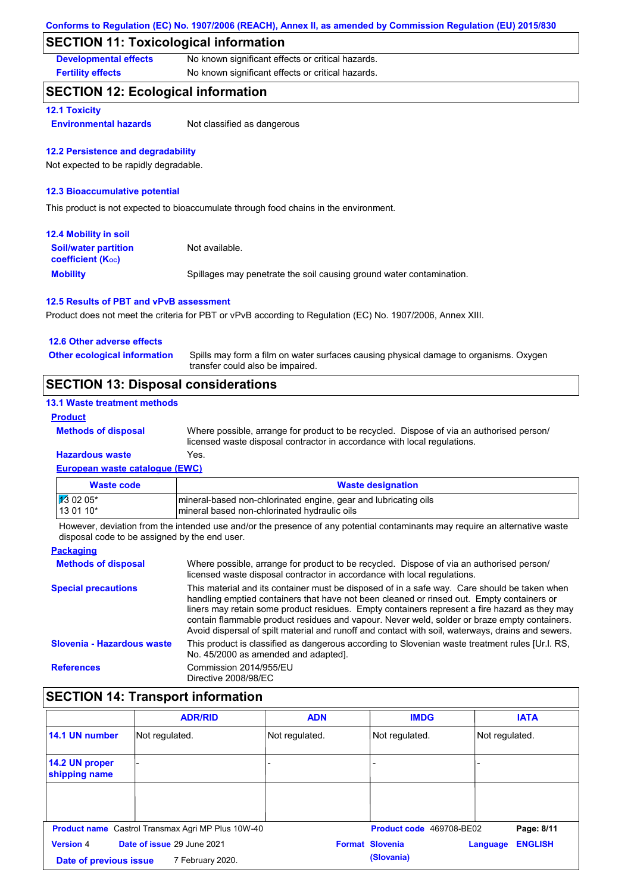Conforms to Regulation (EC) No. 1907/2006 (REACH), Annex II, as amended by Commission Regulation (EU) 2015/830

## SECTION 11: Toxicological information

**Developmental effects** No known significant effects or critical hazards.

**Fertility effects** No known significant effects or critical hazards.

## SECTION 12: Ecological information

### 12.1 Toxicity

**Environmental hazards** Not classified as dangerous

### 12.2 Persistence and degradability

Not expected to be rapidly degradable.

### 12.3 Bioaccumulative potential

This product is not expected to bioaccumulate through food chains in the environment.

### 12.4 Mobility in soil

**Soil/water partition coefficient ($K_{OC}$)** Not available.

**Mobility** Spillages may penetrate the soil causing ground water contamination.

### 12.5 Results of PBT and vPvB assessment

Product does not meet the criteria for PBT or vPvB according to Regulation (EC) No. 1907/2006, Annex XIII.

### 12.6 Other adverse effects

**Other ecological information** Spills may form a film on water surfaces causing physical damage to organisms. Oxygen transfer could also be impaired.

## SECTION 13: Disposal considerations

### 13.1 Waste treatment methods

**Product**

**Methods of disposal** Where possible, arrange for product to be recycled. Dispose of via an authorised person/ licensed waste disposal contractor in accordance with local regulations.

**Hazardous waste** Yes.

**European waste catalogue (EWC)**

| Waste code | Waste designation |
|---|---|
| 13 02 05* | mineral-based non-chlorinated engine, gear and lubricating oils |
| 13 01 10* | mineral based non-chlorinated hydraulic oils |

However, deviation from the intended use and/or the presence of any potential contaminants may require an alternative waste disposal code to be assigned by the end user.

**Packaging**

**Methods of disposal** Where possible, arrange for product to be recycled. Dispose of via an authorised person/ licensed waste disposal contractor in accordance with local regulations.

**Special precautions** This material and its container must be disposed of in a safe way. Care should be taken when handling emptied containers that have not been cleaned or rinsed out. Empty containers or liners may retain some product residues. Empty containers represent a fire hazard as they may contain flammable product residues and vapour. Never weld, solder or braze empty containers. Avoid dispersal of spilt material and runoff and contact with soil, waterways, drains and sewers.

**Slovenia - Hazardous waste** This product is classified as dangerous according to Slovenian waste treatment rules [Ur.l. RS, No. 45/2000 as amended and adapted].

**References** Commission 2014/955/EU
Directive 2008/98/EC

## SECTION 14: Transport information

| | ADR/RID | ADN | IMDG | IATA |
|---|---|---|---|---|
| 14.1 UN number | Not regulated. | Not regulated. | Not regulated. | Not regulated. |
| 14.2 UN proper shipping name | - | - | - | - |
| | | | | |

**Product name** Castrol Transmax Agri MP Plus 10W-40 | **Product code** 469708-BE02
**Version** 4 | **Date of issue** 29 June 2021 | **Format** Slovenia (Slovenia) | **Language** ENGLISH
**Date of previous issue** 7 February 2020.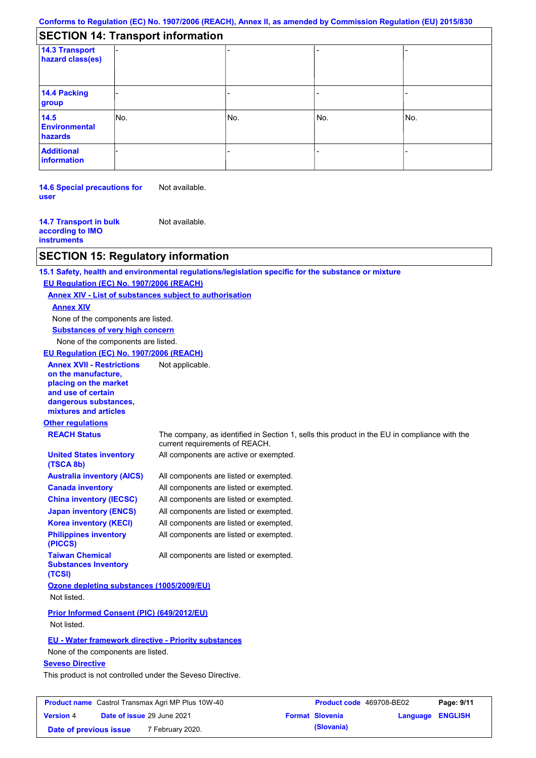Conforms to Regulation (EC) No. 1907/2006 (REACH), Annex II, as amended by Commission Regulation (EU) 2015/830

## SECTION 14: Transport information

| | | | | |
|---|---|---|---|---|
| **14.3 Transport hazard class(es)** | - | - | - | - |
| **14.4 Packing group** | - | - | - | - |
| **14.5 Environmental hazards** | No. | No. | No. | No. |
| **Additional information** | - | - | - | - |

**14.6 Special precautions for user** Not available.

**14.7 Transport in bulk according to IMO instruments** Not available.

## SECTION 15: Regulatory information

**15.1 Safety, health and environmental regulations/legislation specific for the substance or mixture**

**EU Regulation (EC) No. 1907/2006 (REACH)**

**Annex XIV - List of substances subject to authorisation**

**Annex XIV**

None of the components are listed.

**Substances of very high concern**

None of the components are listed.

**EU Regulation (EC) No. 1907/2006 (REACH)**

**Annex XVII - Restrictions on the manufacture, placing on the market and use of certain dangerous substances, mixtures and articles** Not applicable.

**Other regulations**

**REACH Status** The company, as identified in Section 1, sells this product in the EU in compliance with the current requirements of REACH.

**United States inventory (TSCA 8b)** All components are active or exempted.

**Australia inventory (AICS)** All components are listed or exempted.

**Canada inventory** All components are listed or exempted.

**China inventory (IECSC)** All components are listed or exempted.

**Japan inventory (ENCS)** All components are listed or exempted.

**Korea inventory (KECI)** All components are listed or exempted.

**Philippines inventory (PICCS)** All components are listed or exempted.

**Taiwan Chemical Substances Inventory (TCSI)** All components are listed or exempted.

**Ozone depleting substances (1005/2009/EU)**

Not listed.

**Prior Informed Consent (PIC) (649/2012/EU)**

Not listed.

**EU - Water framework directive - Priority substances**

None of the components are listed.

**Seveso Directive**

This product is not controlled under the Seveso Directive.

| | | | |
|---|---|---|---|
| **Product name** Castrol Transmax Agri MP Plus 10W-40 | | **Product code** 469708-BE02 | **Page: 9/11** |
| **Version** 4 | **Date of issue** 29 June 2021 | **Format Slovenia (Slovania)** | **Language ENGLISH** |
| **Date of previous issue** | 7 February 2020. | | |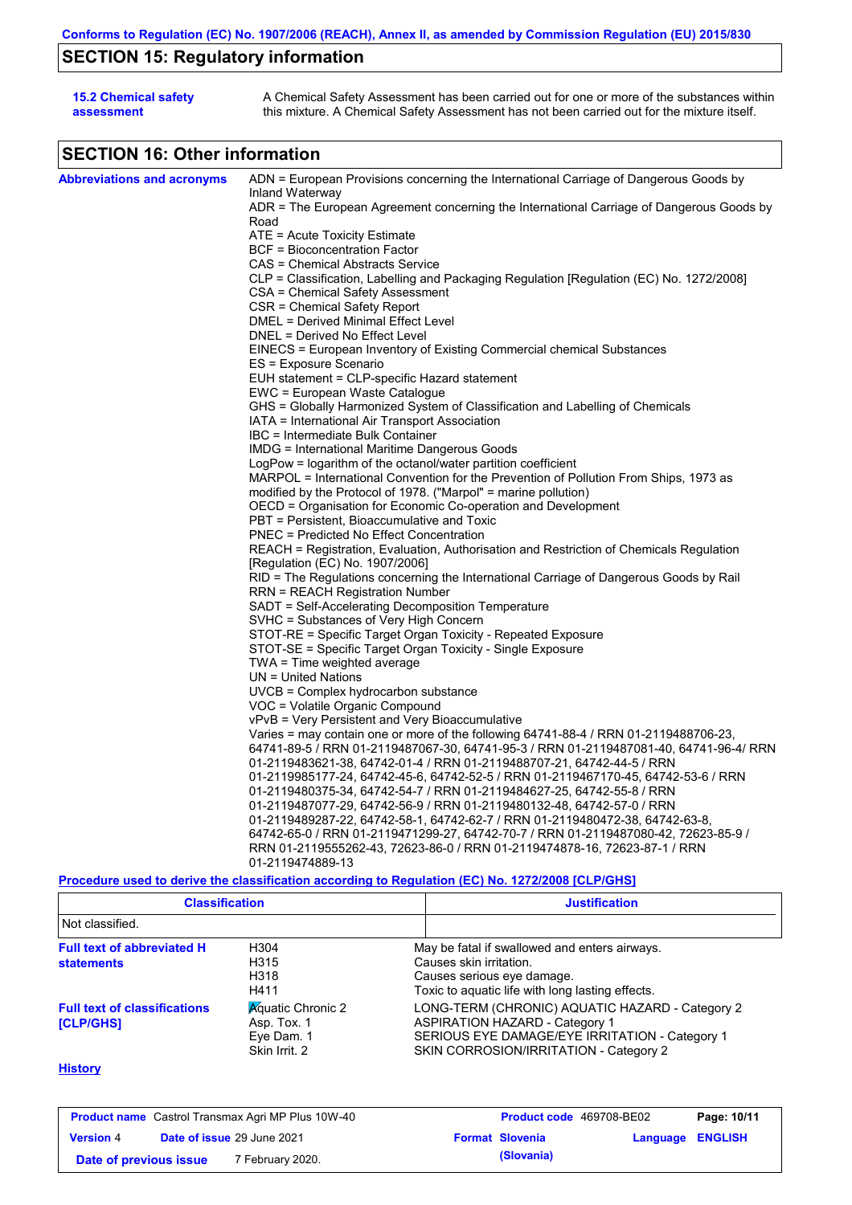## SECTION 15: Regulatory information

**15.2 Chemical safety assessment**

A Chemical Safety Assessment has been carried out for one or more of the substances within this mixture. A Chemical Safety Assessment has not been carried out for the mixture itself.

## SECTION 16: Other information

**Abbreviations and acronyms**

ADN = European Provisions concerning the International Carriage of Dangerous Goods by Inland Waterway
ADR = The European Agreement concerning the International Carriage of Dangerous Goods by Road
ATE = Acute Toxicity Estimate
BCF = Bioconcentration Factor
CAS = Chemical Abstracts Service
CLP = Classification, Labelling and Packaging Regulation [Regulation (EC) No. 1272/2008]
CSA = Chemical Safety Assessment
CSR = Chemical Safety Report
DMEL = Derived Minimal Effect Level
DNEL = Derived No Effect Level
EINECS = European Inventory of Existing Commercial chemical Substances
ES = Exposure Scenario
EUH statement = CLP-specific Hazard statement
EWC = European Waste Catalogue
GHS = Globally Harmonized System of Classification and Labelling of Chemicals
IATA = International Air Transport Association
IBC = Intermediate Bulk Container
IMDG = International Maritime Dangerous Goods
LogPow = logarithm of the octanol/water partition coefficient
MARPOL = International Convention for the Prevention of Pollution From Ships, 1973 as modified by the Protocol of 1978. ("Marpol" = marine pollution)
OECD = Organisation for Economic Co-operation and Development
PBT = Persistent, Bioaccumulative and Toxic
PNEC = Predicted No Effect Concentration
REACH = Registration, Evaluation, Authorisation and Restriction of Chemicals Regulation [Regulation (EC) No. 1907/2006]
RID = The Regulations concerning the International Carriage of Dangerous Goods by Rail
RRN = REACH Registration Number
SADT = Self-Accelerating Decomposition Temperature
SVHC = Substances of Very High Concern
STOT-RE = Specific Target Organ Toxicity - Repeated Exposure
STOT-SE = Specific Target Organ Toxicity - Single Exposure
TWA = Time weighted average
UN = United Nations
UVCB = Complex hydrocarbon substance
VOC = Volatile Organic Compound
vPvB = Very Persistent and Very Bioaccumulative
Varies = may contain one or more of the following 64741-88-4 / RRN 01-2119488706-23, 64741-89-5 / RRN 01-2119487067-30, 64741-95-3 / RRN 01-2119487081-40, 64741-96-4/ RRN 01-2119483621-38, 64742-01-4 / RRN 01-2119488707-21, 64742-44-5 / RRN 01-2119985177-24, 64742-45-6, 64742-52-5 / RRN 01-2119467170-45, 64742-53-6 / RRN 01-2119480375-34, 64742-54-7 / RRN 01-2119484627-25, 64742-55-8 / RRN 01-2119487077-29, 64742-56-9 / RRN 01-2119480132-48, 64742-57-0 / RRN 01-2119489287-22, 64742-58-1, 64742-62-7 / RRN 01-2119480472-38, 64742-63-8, 64742-65-0 / RRN 01-2119471299-27, 64742-70-7 / RRN 01-2119487080-42, 72623-85-9 / RRN 01-2119555262-43, 72623-86-0 / RRN 01-2119474878-16, 72623-87-1 / RRN 01-2119474889-13

**Procedure used to derive the classification according to Regulation (EC) No. 1272/2008 [CLP/GHS]**

| Classification | Justification |
|---|---|
| Not classified. | |

**Full text of abbreviated H statements**

| | |
|---|---|
| H304 | May be fatal if swallowed and enters airways. |
| H315 | Causes skin irritation. |
| H318 | Causes serious eye damage. |
| H411 | Toxic to aquatic life with long lasting effects. |

**Full text of classifications [CLP/GHS]**

| | |
|---|---|
| Aquatic Chronic 2 | LONG-TERM (CHRONIC) AQUATIC HAZARD - Category 2 |
| Asp. Tox. 1 | ASPIRATION HAZARD - Category 1 |
| Eye Dam. 1 | SERIOUS EYE DAMAGE/EYE IRRITATION - Category 1 |
| Skin Irrit. 2 | SKIN CORROSION/IRRITATION - Category 2 |

**History**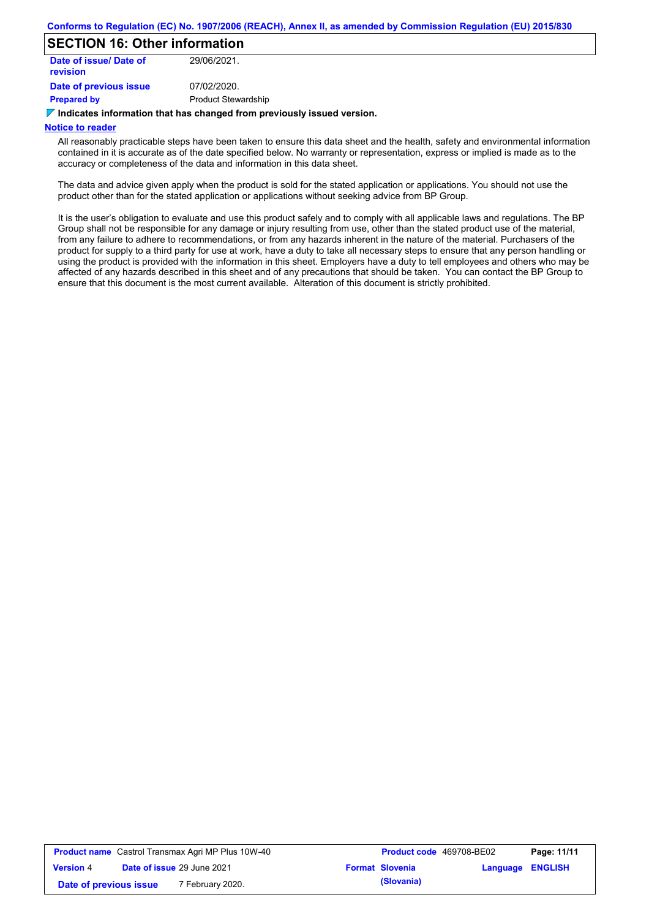## SECTION 16: Other information

| | |
|---|---|
| **Date of issue/ Date of revision** | 29/06/2021. |
| **Date of previous issue** | 07/02/2020. |
| **Prepared by** | Product Stewardship |

**Indicates information that has changed from previously issued version.**

**Notice to reader**

All reasonably practicable steps have been taken to ensure this data sheet and the health, safety and environmental information contained in it is accurate as of the date specified below. No warranty or representation, express or implied is made as to the accuracy or completeness of the data and information in this data sheet.

The data and advice given apply when the product is sold for the stated application or applications. You should not use the product other than for the stated application or applications without seeking advice from BP Group.

It is the user's obligation to evaluate and use this product safely and to comply with all applicable laws and regulations. The BP Group shall not be responsible for any damage or injury resulting from use, other than the stated product use of the material, from any failure to adhere to recommendations, or from any hazards inherent in the nature of the material. Purchasers of the product for supply to a third party for use at work, have a duty to take all necessary steps to ensure that any person handling or using the product is provided with the information in this sheet. Employers have a duty to tell employees and others who may be affected of any hazards described in this sheet and of any precautions that should be taken. You can contact the BP Group to ensure that this document is the most current available. Alteration of this document is strictly prohibited.